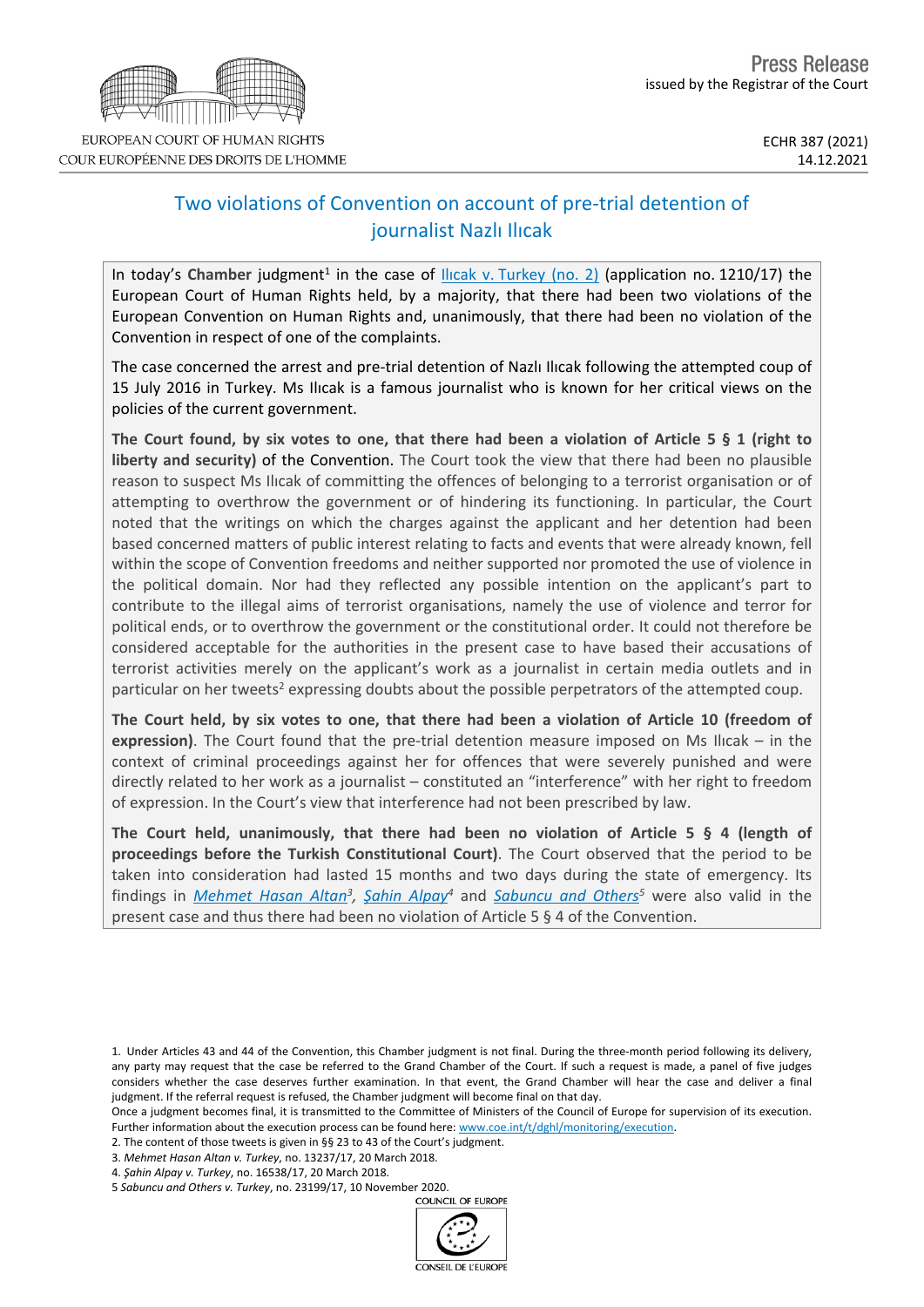EUROPEAN COURT OF HUMAN RIGHTS
COUR EUROPÉENNE DES DROITS DE L'HOMME

Press Release
issued by the Registrar of the Court

ECHR 387 (2021)
14.12.2021

# Two violations of Convention on account of pre-trial detention of journalist Nazlı Ilıcak

In today's **Chamber** judgment[1] in the case of Ilıcak v. Turkey (no. 2) (application no. 1210/17) the European Court of Human Rights held, by a majority, that there had been two violations of the European Convention on Human Rights and, unanimously, that there had been no violation of the Convention in respect of one of the complaints.

The case concerned the arrest and pre-trial detention of Nazlı Ilıcak following the attempted coup of 15 July 2016 in Turkey. Ms Ilıcak is a famous journalist who is known for her critical views on the policies of the current government.

**The Court found, by six votes to one, that there had been a violation of Article 5 § 1 (right to liberty and security)** of the Convention. The Court took the view that there had been no plausible reason to suspect Ms Ilıcak of committing the offences of belonging to a terrorist organisation or of attempting to overthrow the government or of hindering its functioning. In particular, the Court noted that the writings on which the charges against the applicant and her detention had been based concerned matters of public interest relating to facts and events that were already known, fell within the scope of Convention freedoms and neither supported nor promoted the use of violence in the political domain. Nor had they reflected any possible intention on the applicant's part to contribute to the illegal aims of terrorist organisations, namely the use of violence and terror for political ends, or to overthrow the government or the constitutional order. It could not therefore be considered acceptable for the authorities in the present case to have based their accusations of terrorist activities merely on the applicant's work as a journalist in certain media outlets and in particular on her tweets[2] expressing doubts about the possible perpetrators of the attempted coup.

**The Court held, by six votes to one, that there had been a violation of Article 10 (freedom of expression)**. The Court found that the pre-trial detention measure imposed on Ms Ilıcak – in the context of criminal proceedings against her for offences that were severely punished and were directly related to her work as a journalist – constituted an "interference" with her right to freedom of expression. In the Court's view that interference had not been prescribed by law.

**The Court held, unanimously, that there had been no violation of Article 5 § 4 (length of proceedings before the Turkish Constitutional Court)**. The Court observed that the period to be taken into consideration had lasted 15 months and two days during the state of emergency. Its findings in *Mehmet Hasan Altan*[3], *Şahin Alpay*[4] and *Sabuncu and Others*[5] were also valid in the present case and thus there had been no violation of Article 5 § 4 of the Convention.

---

1. Under Articles 43 and 44 of the Convention, this Chamber judgment is not final. During the three-month period following its delivery, any party may request that the case be referred to the Grand Chamber of the Court. If such a request is made, a panel of five judges considers whether the case deserves further examination. In that event, the Grand Chamber will hear the case and deliver a final judgment. If the referral request is refused, the Chamber judgment will become final on that day.
Once a judgment becomes final, it is transmitted to the Committee of Ministers of the Council of Europe for supervision of its execution. Further information about the execution process can be found here: www.coe.int/t/dghl/monitoring/execution.

2. The content of those tweets is given in §§ 23 to 43 of the Court's judgment.

3. *Mehmet Hasan Altan v. Turkey*, no. 13237/17, 20 March 2018.

4. *Şahin Alpay v. Turkey*, no. 16538/17, 20 March 2018.

5 *Sabuncu and Others v. Turkey*, no. 23199/17, 10 November 2020.

COUNCIL OF EUROPE
CONSEIL DE L'EUROPE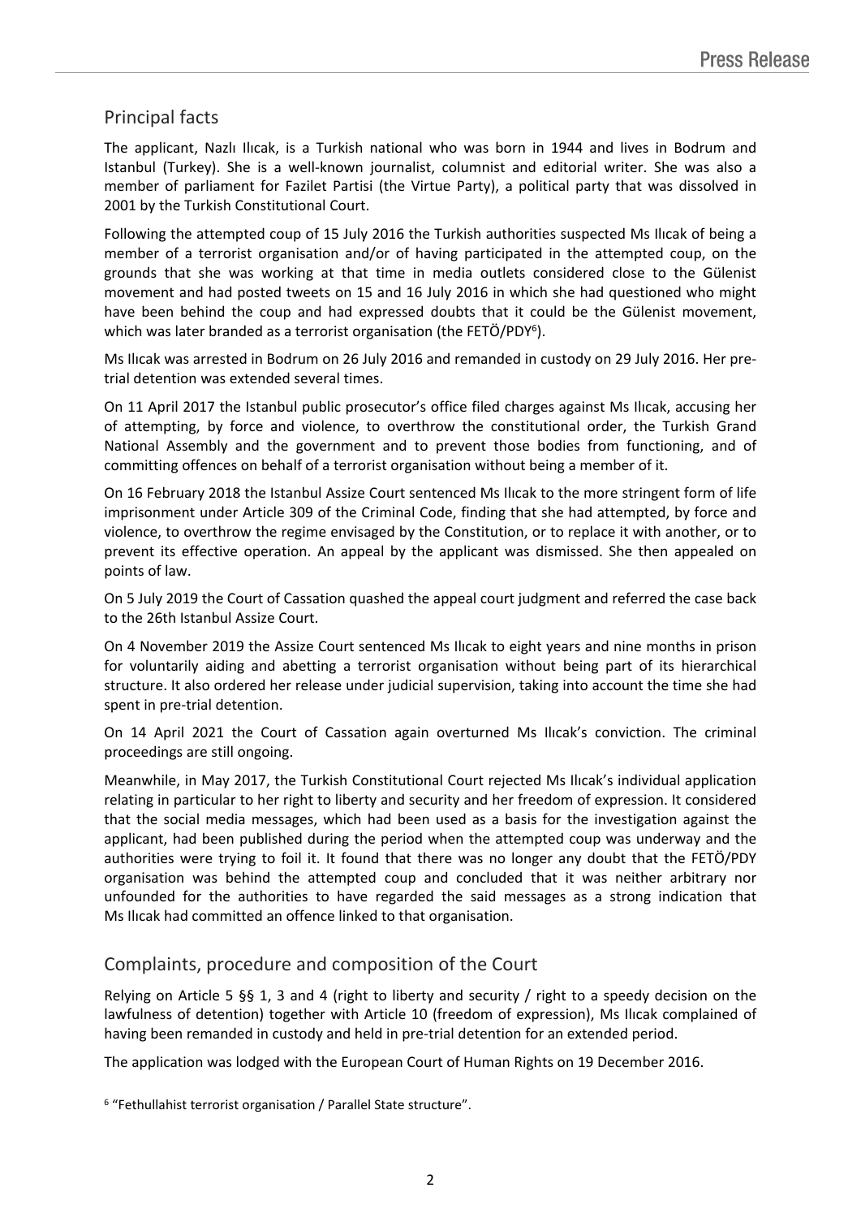## Principal facts

The applicant, Nazlı Ilıcak, is a Turkish national who was born in 1944 and lives in Bodrum and Istanbul (Turkey). She is a well-known journalist, columnist and editorial writer. She was also a member of parliament for Fazilet Partisi (the Virtue Party), a political party that was dissolved in 2001 by the Turkish Constitutional Court.

Following the attempted coup of 15 July 2016 the Turkish authorities suspected Ms Ilıcak of being a member of a terrorist organisation and/or of having participated in the attempted coup, on the grounds that she was working at that time in media outlets considered close to the Gülenist movement and had posted tweets on 15 and 16 July 2016 in which she had questioned who might have been behind the coup and had expressed doubts that it could be the Gülenist movement, which was later branded as a terrorist organisation (the FETÖ/PDY[6]).

Ms Ilıcak was arrested in Bodrum on 26 July 2016 and remanded in custody on 29 July 2016. Her pre-trial detention was extended several times.

On 11 April 2017 the Istanbul public prosecutor's office filed charges against Ms Ilıcak, accusing her of attempting, by force and violence, to overthrow the constitutional order, the Turkish Grand National Assembly and the government and to prevent those bodies from functioning, and of committing offences on behalf of a terrorist organisation without being a member of it.

On 16 February 2018 the Istanbul Assize Court sentenced Ms Ilıcak to the more stringent form of life imprisonment under Article 309 of the Criminal Code, finding that she had attempted, by force and violence, to overthrow the regime envisaged by the Constitution, or to replace it with another, or to prevent its effective operation. An appeal by the applicant was dismissed. She then appealed on points of law.

On 5 July 2019 the Court of Cassation quashed the appeal court judgment and referred the case back to the 26th Istanbul Assize Court.

On 4 November 2019 the Assize Court sentenced Ms Ilıcak to eight years and nine months in prison for voluntarily aiding and abetting a terrorist organisation without being part of its hierarchical structure. It also ordered her release under judicial supervision, taking into account the time she had spent in pre-trial detention.

On 14 April 2021 the Court of Cassation again overturned Ms Ilıcak's conviction. The criminal proceedings are still ongoing.

Meanwhile, in May 2017, the Turkish Constitutional Court rejected Ms Ilıcak's individual application relating in particular to her right to liberty and security and her freedom of expression. It considered that the social media messages, which had been used as a basis for the investigation against the applicant, had been published during the period when the attempted coup was underway and the authorities were trying to foil it. It found that there was no longer any doubt that the FETÖ/PDY organisation was behind the attempted coup and concluded that it was neither arbitrary nor unfounded for the authorities to have regarded the said messages as a strong indication that Ms Ilıcak had committed an offence linked to that organisation.

## Complaints, procedure and composition of the Court

Relying on Article 5 §§ 1, 3 and 4 (right to liberty and security / right to a speedy decision on the lawfulness of detention) together with Article 10 (freedom of expression), Ms Ilıcak complained of having been remanded in custody and held in pre-trial detention for an extended period.

The application was lodged with the European Court of Human Rights on 19 December 2016.

[6] "Fethullahist terrorist organisation / Parallel State structure".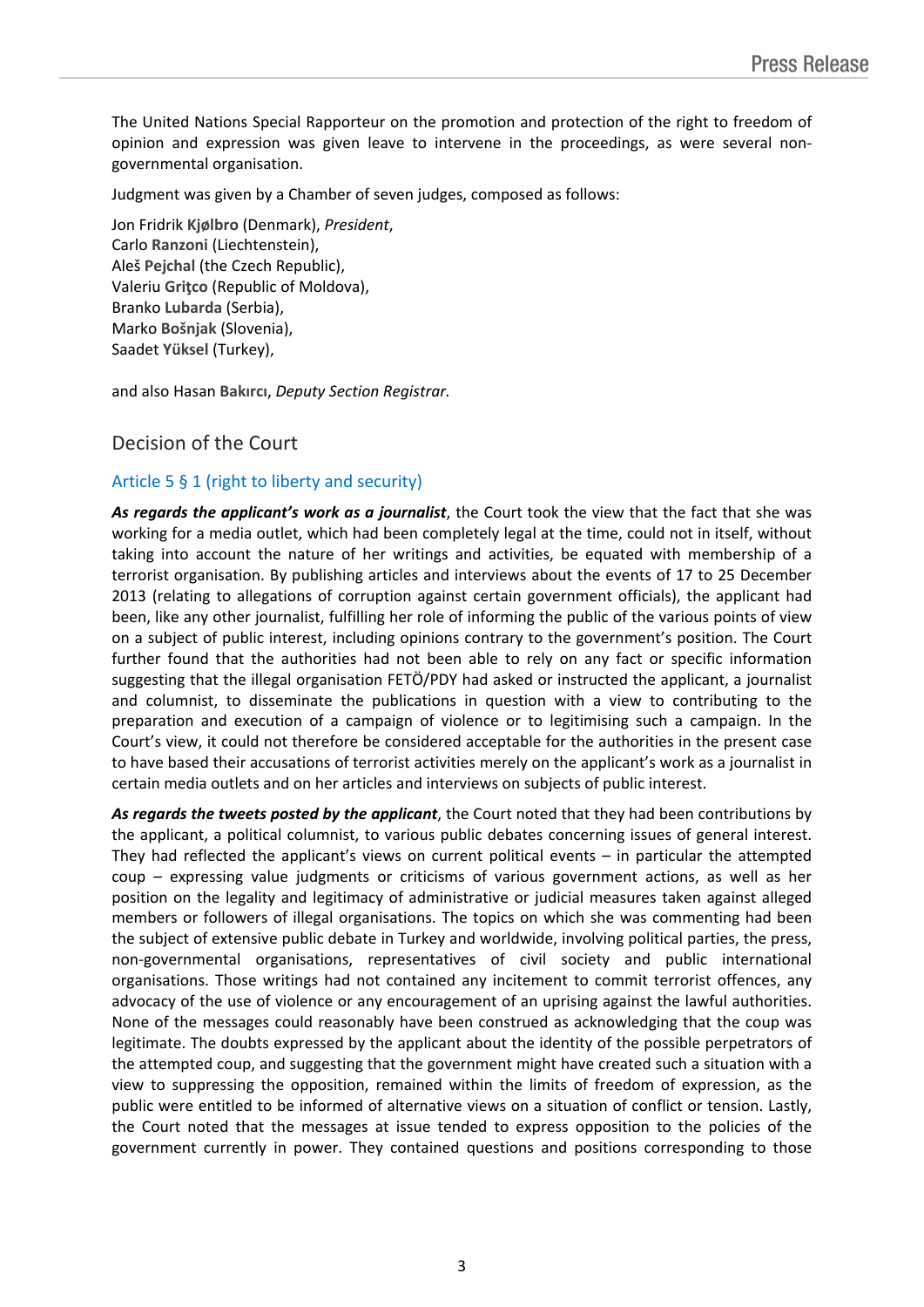The United Nations Special Rapporteur on the promotion and protection of the right to freedom of opinion and expression was given leave to intervene in the proceedings, as were several non-governmental organisation.

Judgment was given by a Chamber of seven judges, composed as follows:

Jon Fridrik **Kjølbro** (Denmark), *President*,
Carlo **Ranzoni** (Liechtenstein),
Aleš **Pejchal** (the Czech Republic),
Valeriu **Griţco** (Republic of Moldova),
Branko **Lubarda** (Serbia),
Marko **Bošnjak** (Slovenia),
Saadet **Yüksel** (Turkey),

and also Hasan **Bakırcı**, *Deputy Section Registrar.*

## Decision of the Court

### Article 5 § 1 (right to liberty and security)

***As regards the applicant's work as a journalist***, the Court took the view that the fact that she was working for a media outlet, which had been completely legal at the time, could not in itself, without taking into account the nature of her writings and activities, be equated with membership of a terrorist organisation. By publishing articles and interviews about the events of 17 to 25 December 2013 (relating to allegations of corruption against certain government officials), the applicant had been, like any other journalist, fulfilling her role of informing the public of the various points of view on a subject of public interest, including opinions contrary to the government's position. The Court further found that the authorities had not been able to rely on any fact or specific information suggesting that the illegal organisation FETÖ/PDY had asked or instructed the applicant, a journalist and columnist, to disseminate the publications in question with a view to contributing to the preparation and execution of a campaign of violence or to legitimising such a campaign. In the Court's view, it could not therefore be considered acceptable for the authorities in the present case to have based their accusations of terrorist activities merely on the applicant's work as a journalist in certain media outlets and on her articles and interviews on subjects of public interest.

***As regards the tweets posted by the applicant***, the Court noted that they had been contributions by the applicant, a political columnist, to various public debates concerning issues of general interest. They had reflected the applicant's views on current political events – in particular the attempted coup – expressing value judgments or criticisms of various government actions, as well as her position on the legality and legitimacy of administrative or judicial measures taken against alleged members or followers of illegal organisations. The topics on which she was commenting had been the subject of extensive public debate in Turkey and worldwide, involving political parties, the press, non-governmental organisations, representatives of civil society and public international organisations. Those writings had not contained any incitement to commit terrorist offences, any advocacy of the use of violence or any encouragement of an uprising against the lawful authorities. None of the messages could reasonably have been construed as acknowledging that the coup was legitimate. The doubts expressed by the applicant about the identity of the possible perpetrators of the attempted coup, and suggesting that the government might have created such a situation with a view to suppressing the opposition, remained within the limits of freedom of expression, as the public were entitled to be informed of alternative views on a situation of conflict or tension. Lastly, the Court noted that the messages at issue tended to express opposition to the policies of the government currently in power. They contained questions and positions corresponding to those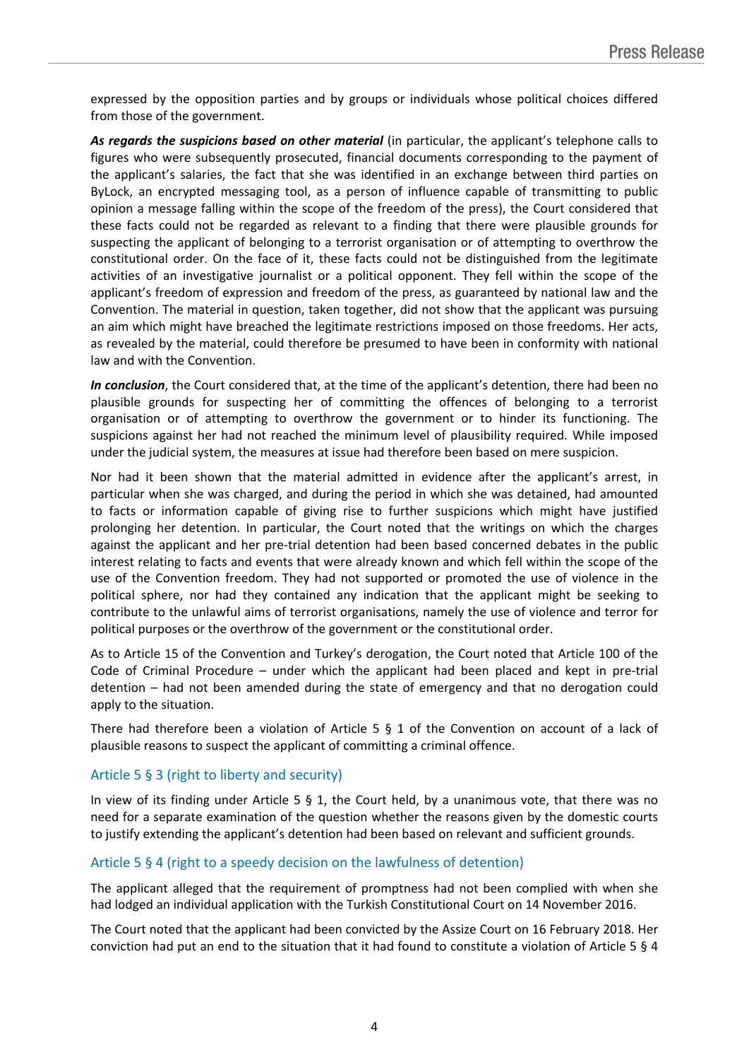expressed by the opposition parties and by groups or individuals whose political choices differed from those of the government.

***As regards the suspicions based on other material*** (in particular, the applicant's telephone calls to figures who were subsequently prosecuted, financial documents corresponding to the payment of the applicant's salaries, the fact that she was identified in an exchange between third parties on ByLock, an encrypted messaging tool, as a person of influence capable of transmitting to public opinion a message falling within the scope of the freedom of the press), the Court considered that these facts could not be regarded as relevant to a finding that there were plausible grounds for suspecting the applicant of belonging to a terrorist organisation or of attempting to overthrow the constitutional order. On the face of it, these facts could not be distinguished from the legitimate activities of an investigative journalist or a political opponent. They fell within the scope of the applicant's freedom of expression and freedom of the press, as guaranteed by national law and the Convention. The material in question, taken together, did not show that the applicant was pursuing an aim which might have breached the legitimate restrictions imposed on those freedoms. Her acts, as revealed by the material, could therefore be presumed to have been in conformity with national law and with the Convention.

***In conclusion***, the Court considered that, at the time of the applicant's detention, there had been no plausible grounds for suspecting her of committing the offences of belonging to a terrorist organisation or of attempting to overthrow the government or to hinder its functioning. The suspicions against her had not reached the minimum level of plausibility required. While imposed under the judicial system, the measures at issue had therefore been based on mere suspicion.

Nor had it been shown that the material admitted in evidence after the applicant's arrest, in particular when she was charged, and during the period in which she was detained, had amounted to facts or information capable of giving rise to further suspicions which might have justified prolonging her detention. In particular, the Court noted that the writings on which the charges against the applicant and her pre-trial detention had been based concerned debates in the public interest relating to facts and events that were already known and which fell within the scope of the use of the Convention freedom. They had not supported or promoted the use of violence in the political sphere, nor had they contained any indication that the applicant might be seeking to contribute to the unlawful aims of terrorist organisations, namely the use of violence and terror for political purposes or the overthrow of the government or the constitutional order.

As to Article 15 of the Convention and Turkey's derogation, the Court noted that Article 100 of the Code of Criminal Procedure – under which the applicant had been placed and kept in pre-trial detention – had not been amended during the state of emergency and that no derogation could apply to the situation.

There had therefore been a violation of Article 5 § 1 of the Convention on account of a lack of plausible reasons to suspect the applicant of committing a criminal offence.

## Article 5 § 3 (right to liberty and security)

In view of its finding under Article 5 § 1, the Court held, by a unanimous vote, that there was no need for a separate examination of the question whether the reasons given by the domestic courts to justify extending the applicant's detention had been based on relevant and sufficient grounds.

## Article 5 § 4 (right to a speedy decision on the lawfulness of detention)

The applicant alleged that the requirement of promptness had not been complied with when she had lodged an individual application with the Turkish Constitutional Court on 14 November 2016.

The Court noted that the applicant had been convicted by the Assize Court on 16 February 2018. Her conviction had put an end to the situation that it had found to constitute a violation of Article 5 § 4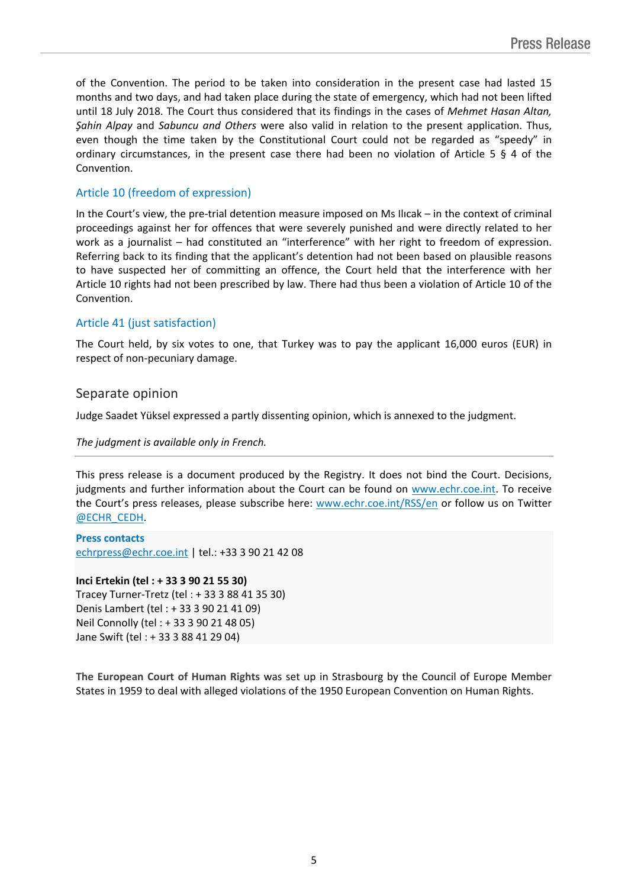of the Convention. The period to be taken into consideration in the present case had lasted 15 months and two days, and had taken place during the state of emergency, which had not been lifted until 18 July 2018. The Court thus considered that its findings in the cases of *Mehmet Hasan Altan, Şahin Alpay* and *Sabuncu and Others* were also valid in relation to the present application. Thus, even though the time taken by the Constitutional Court could not be regarded as "speedy" in ordinary circumstances, in the present case there had been no violation of Article 5 § 4 of the Convention.

### Article 10 (freedom of expression)

In the Court's view, the pre-trial detention measure imposed on Ms Ilıcak – in the context of criminal proceedings against her for offences that were severely punished and were directly related to her work as a journalist – had constituted an "interference" with her right to freedom of expression. Referring back to its finding that the applicant's detention had not been based on plausible reasons to have suspected her of committing an offence, the Court held that the interference with her Article 10 rights had not been prescribed by law. There had thus been a violation of Article 10 of the Convention.

### Article 41 (just satisfaction)

The Court held, by six votes to one, that Turkey was to pay the applicant 16,000 euros (EUR) in respect of non-pecuniary damage.

## Separate opinion

Judge Saadet Yüksel expressed a partly dissenting opinion, which is annexed to the judgment.

*The judgment is available only in French.*

---

This press release is a document produced by the Registry. It does not bind the Court. Decisions, judgments and further information about the Court can be found on www.echr.coe.int. To receive the Court's press releases, please subscribe here: www.echr.coe.int/RSS/en or follow us on Twitter @ECHR_CEDH.

**Press contacts**
echrpress@echr.coe.int | tel.: +33 3 90 21 42 08

**Inci Ertekin (tel : + 33 3 90 21 55 30)**
Tracey Turner-Tretz (tel : + 33 3 88 41 35 30)
Denis Lambert (tel : + 33 3 90 21 41 09)
Neil Connolly (tel : + 33 3 90 21 48 05)
Jane Swift (tel : + 33 3 88 41 29 04)

**The European Court of Human Rights** was set up in Strasbourg by the Council of Europe Member States in 1959 to deal with alleged violations of the 1950 European Convention on Human Rights.